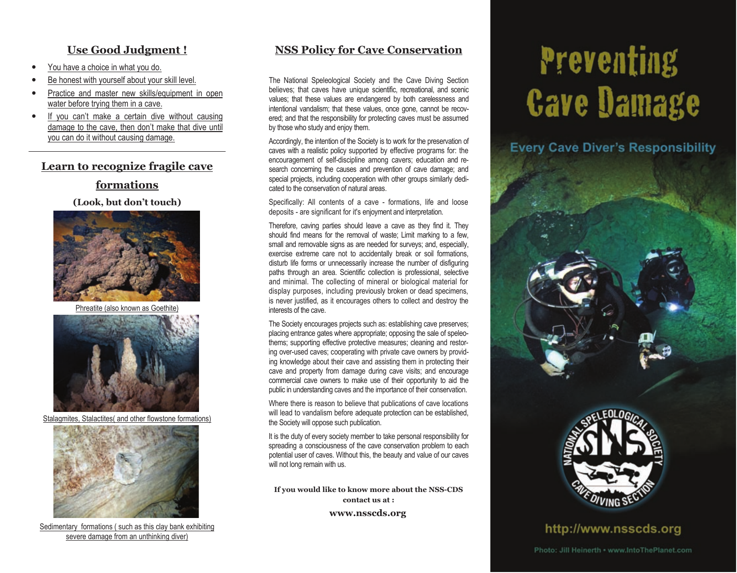## Use Good Judgment !

- You have a choice in what you do.
- Be honest with yourself about your skill level.
- Practice and master new skills/equipment in open water before trying them in a cave.
- If you can't make a certain dive without causing damage to the cave, then don't make that dive until you can do it without causing damage.

---

## Learn to recognize fragile cave formations

**(Look, but don't touch)**

Phreatite (also known as Goethite)

Stalagmites, Stalactites( and other flowstone formations)

Sedimentary formations ( such as this clay bank exhibiting severe damage from an unthinking diver)

## NSS Policy for Cave Conservation

The National Speleological Society and the Cave Diving Section believes; that caves have unique scientific, recreational, and scenic values; that these values are endangered by both carelessness and intentional vandalism; that these values, once gone, cannot be recovered; and that the responsibility for protecting caves must be assumed by those who study and enjoy them.

Accordingly, the intention of the Society is to work for the preservation of caves with a realistic policy supported by effective programs for: the encouragement of self-discipline among cavers; education and research concerning the causes and prevention of cave damage; and special projects, including cooperation with other groups similarly dedicated to the conservation of natural areas.

Specifically: All contents of a cave - formations, life and loose deposits - are significant for it's enjoyment and interpretation.

Therefore, caving parties should leave a cave as they find it. They should find means for the removal of waste; Limit marking to a few, small and removable signs as are needed for surveys; and, especially, exercise extreme care not to accidentally break or soil formations, disturb life forms or unnecessarily increase the number of disfiguring paths through an area. Scientific collection is professional, selective and minimal. The collecting of mineral or biological material for display purposes, including previously broken or dead specimens, is never justified, as it encourages others to collect and destroy the interests of the cave.

The Society encourages projects such as: establishing cave preserves; placing entrance gates where appropriate; opposing the sale of speleothems; supporting effective protective measures; cleaning and restoring over-used caves; cooperating with private cave owners by providing knowledge about their cave and assisting them in protecting their cave and property from damage during cave visits; and encourage commercial cave owners to make use of their opportunity to aid the public in understanding caves and the importance of their conservation.

Where there is reason to believe that publications of cave locations will lead to vandalism before adequate protection can be established, the Society will oppose such publication.

It is the duty of every society member to take personal responsibility for spreading a consciousness of the cave conservation problem to each potential user of caves. Without this, the beauty and value of our caves will not long remain with us.

**If you would like to know more about the NSS-CDS contact us at :**

**www.nsscds.org**

# Preventing Cave Damage

## Every Cave Diver's Responsibility

National Speleological Society – Cave Diving Section

http://www.nsscds.org

Photo: Jill Heinerth • www.IntoThePlanet.com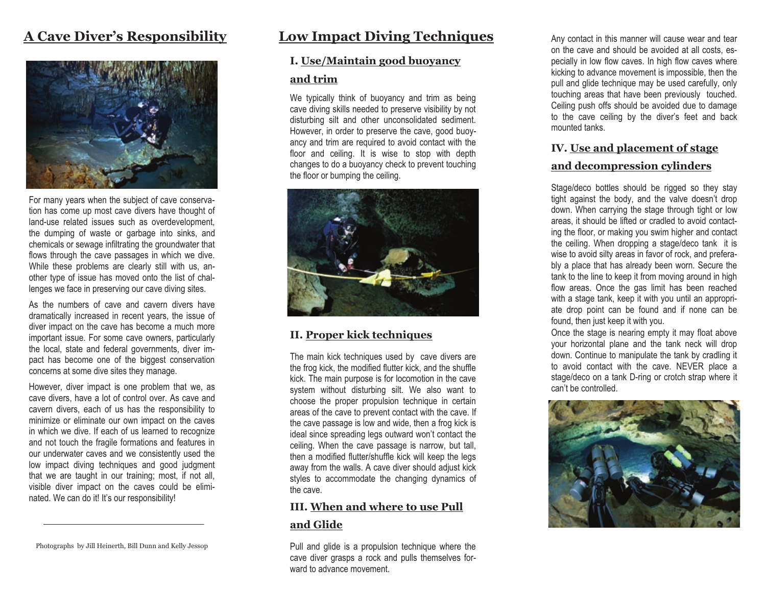## A Cave Diver's Responsibility

For many years when the subject of cave conservation has come up most cave divers have thought of land-use related issues such as overdevelopment, the dumping of waste or garbage into sinks, and chemicals or sewage infiltrating the groundwater that flows through the cave passages in which we dive. While these problems are clearly still with us, another type of issue has moved onto the list of challenges we face in preserving our cave diving sites.

As the numbers of cave and cavern divers have dramatically increased in recent years, the issue of diver impact on the cave has become a much more important issue. For some cave owners, particularly the local, state and federal governments, diver impact has become one of the biggest conservation concerns at some dive sites they manage.

However, diver impact is one problem that we, as cave divers, have a lot of control over. As cave and cavern divers, each of us has the responsibility to minimize or eliminate our own impact on the caves in which we dive. If each of us learned to recognize and not touch the fragile formations and features in our underwater caves and we consistently used the low impact diving techniques and good judgment that we are taught in our training; most, if not all, visible diver impact on the caves could be eliminated. We can do it! It's our responsibility!

---

Photographs by Jill Heinerth, Bill Dunn and Kelly Jessop

## Low Impact Diving Techniques

### I. Use/Maintain good buoyancy and trim

We typically think of buoyancy and trim as being cave diving skills needed to preserve visibility by not disturbing silt and other unconsolidated sediment. However, in order to preserve the cave, good buoyancy and trim are required to avoid contact with the floor and ceiling. It is wise to stop with depth changes to do a buoyancy check to prevent touching the floor or bumping the ceiling.

### II. Proper kick techniques

The main kick techniques used by cave divers are the frog kick, the modified flutter kick, and the shuffle kick. The main purpose is for locomotion in the cave system without disturbing silt. We also want to choose the proper propulsion technique in certain areas of the cave to prevent contact with the cave. If the cave passage is low and wide, then a frog kick is ideal since spreading legs outward won't contact the ceiling. When the cave passage is narrow, but tall, then a modified flutter/shuffle kick will keep the legs away from the walls. A cave diver should adjust kick styles to accommodate the changing dynamics of the cave.

### III. When and where to use Pull and Glide

Pull and glide is a propulsion technique where the cave diver grasps a rock and pulls themselves forward to advance movement.

Any contact in this manner will cause wear and tear on the cave and should be avoided at all costs, especially in low flow caves. In high flow caves where kicking to advance movement is impossible, then the pull and glide technique may be used carefully, only touching areas that have been previously touched. Ceiling push offs should be avoided due to damage to the cave ceiling by the diver's feet and back mounted tanks.

### IV. Use and placement of stage and decompression cylinders

Stage/deco bottles should be rigged so they stay tight against the body, and the valve doesn't drop down. When carrying the stage through tight or low areas, it should be lifted or cradled to avoid contacting the floor, or making you swim higher and contact the ceiling. When dropping a stage/deco tank it is wise to avoid silty areas in favor of rock, and preferably a place that has already been worn. Secure the tank to the line to keep it from moving around in high flow areas. Once the gas limit has been reached with a stage tank, keep it with you until an appropriate drop point can be found and if none can be found, then just keep it with you.

Once the stage is nearing empty it may float above your horizontal plane and the tank neck will drop down. Continue to manipulate the tank by cradling it to avoid contact with the cave. NEVER place a stage/deco on a tank D-ring or crotch strap where it can't be controlled.